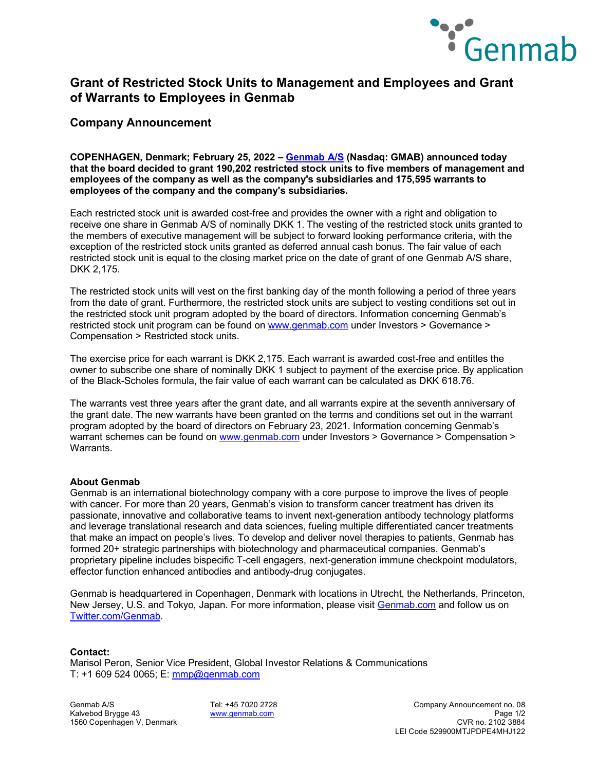# Grant of Restricted Stock Units to Management and Employees and Grant of Warrants to Employees in Genmab

## Company Announcement

**COPENHAGEN, Denmark; February 25, 2022 – Genmab A/S (Nasdaq: GMAB) announced today that the board decided to grant 190,202 restricted stock units to five members of management and employees of the company as well as the company's subsidiaries and 175,595 warrants to employees of the company and the company's subsidiaries.**

Each restricted stock unit is awarded cost-free and provides the owner with a right and obligation to receive one share in Genmab A/S of nominally DKK 1. The vesting of the restricted stock units granted to the members of executive management will be subject to forward looking performance criteria, with the exception of the restricted stock units granted as deferred annual cash bonus. The fair value of each restricted stock unit is equal to the closing market price on the date of grant of one Genmab A/S share, DKK 2,175.

The restricted stock units will vest on the first banking day of the month following a period of three years from the date of grant. Furthermore, the restricted stock units are subject to vesting conditions set out in the restricted stock unit program adopted by the board of directors. Information concerning Genmab's restricted stock unit program can be found on www.genmab.com under Investors > Governance > Compensation > Restricted stock units.

The exercise price for each warrant is DKK 2,175. Each warrant is awarded cost-free and entitles the owner to subscribe one share of nominally DKK 1 subject to payment of the exercise price. By application of the Black-Scholes formula, the fair value of each warrant can be calculated as DKK 618.76.

The warrants vest three years after the grant date, and all warrants expire at the seventh anniversary of the grant date. The new warrants have been granted on the terms and conditions set out in the warrant program adopted by the board of directors on February 23, 2021. Information concerning Genmab's warrant schemes can be found on www.genmab.com under Investors > Governance > Compensation > Warrants.

### About Genmab

Genmab is an international biotechnology company with a core purpose to improve the lives of people with cancer. For more than 20 years, Genmab's vision to transform cancer treatment has driven its passionate, innovative and collaborative teams to invent next-generation antibody technology platforms and leverage translational research and data sciences, fueling multiple differentiated cancer treatments that make an impact on people's lives. To develop and deliver novel therapies to patients, Genmab has formed 20+ strategic partnerships with biotechnology and pharmaceutical companies. Genmab's proprietary pipeline includes bispecific T-cell engagers, next-generation immune checkpoint modulators, effector function enhanced antibodies and antibody-drug conjugates.

Genmab is headquartered in Copenhagen, Denmark with locations in Utrecht, the Netherlands, Princeton, New Jersey, U.S. and Tokyo, Japan. For more information, please visit Genmab.com and follow us on Twitter.com/Genmab.

**Contact:**
Marisol Peron, Senior Vice President, Global Investor Relations & Communications
T: +1 609 524 0065; E: mmp@genmab.com

Genmab A/S
Kalvebod Brygge 43
1560 Copenhagen V, Denmark

Tel: +45 7020 2728
www.genmab.com

Company Announcement no. 08
CVR no. 2102 3884
LEI Code 529900MTJPDPE4MHJ122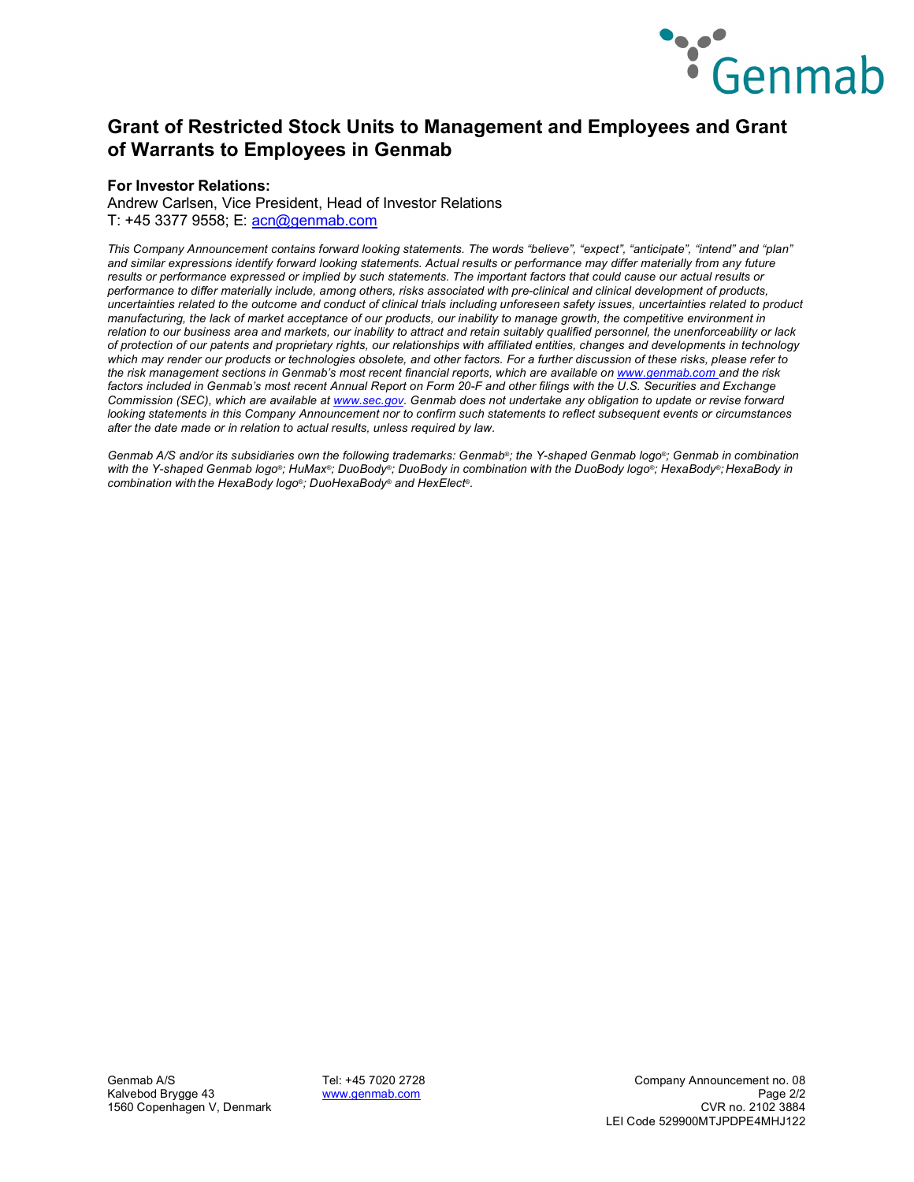## Grant of Restricted Stock Units to Management and Employees and Grant of Warrants to Employees in Genmab

**For Investor Relations:**
Andrew Carlsen, Vice President, Head of Investor Relations
T: +45 3377 9558; E: acn@genmab.com

*This Company Announcement contains forward looking statements. The words "believe", "expect", "anticipate", "intend" and "plan" and similar expressions identify forward looking statements. Actual results or performance may differ materially from any future results or performance expressed or implied by such statements. The important factors that could cause our actual results or performance to differ materially include, among others, risks associated with pre-clinical and clinical development of products, uncertainties related to the outcome and conduct of clinical trials including unforeseen safety issues, uncertainties related to product manufacturing, the lack of market acceptance of our products, our inability to manage growth, the competitive environment in relation to our business area and markets, our inability to attract and retain suitably qualified personnel, the unenforceability or lack of protection of our patents and proprietary rights, our relationships with affiliated entities, changes and developments in technology which may render our products or technologies obsolete, and other factors. For a further discussion of these risks, please refer to the risk management sections in Genmab's most recent financial reports, which are available on www.genmab.com and the risk factors included in Genmab's most recent Annual Report on Form 20-F and other filings with the U.S. Securities and Exchange Commission (SEC), which are available at www.sec.gov. Genmab does not undertake any obligation to update or revise forward looking statements in this Company Announcement nor to confirm such statements to reflect subsequent events or circumstances after the date made or in relation to actual results, unless required by law.*

*Genmab A/S and/or its subsidiaries own the following trademarks: Genmab®; the Y-shaped Genmab logo®; Genmab in combination with the Y-shaped Genmab logo®; HuMax®; DuoBody®; DuoBody in combination with the DuoBody logo®; HexaBody®; HexaBody in combination with the HexaBody logo®; DuoHexaBody® and HexElect®.*

Genmab A/S
Kalvebod Brygge 43
1560 Copenhagen V, Denmark

Tel: +45 7020 2728
www.genmab.com

Company Announcement no. 08
CVR no. 2102 3884
LEI Code 529900MTJPDPE4MHJ122